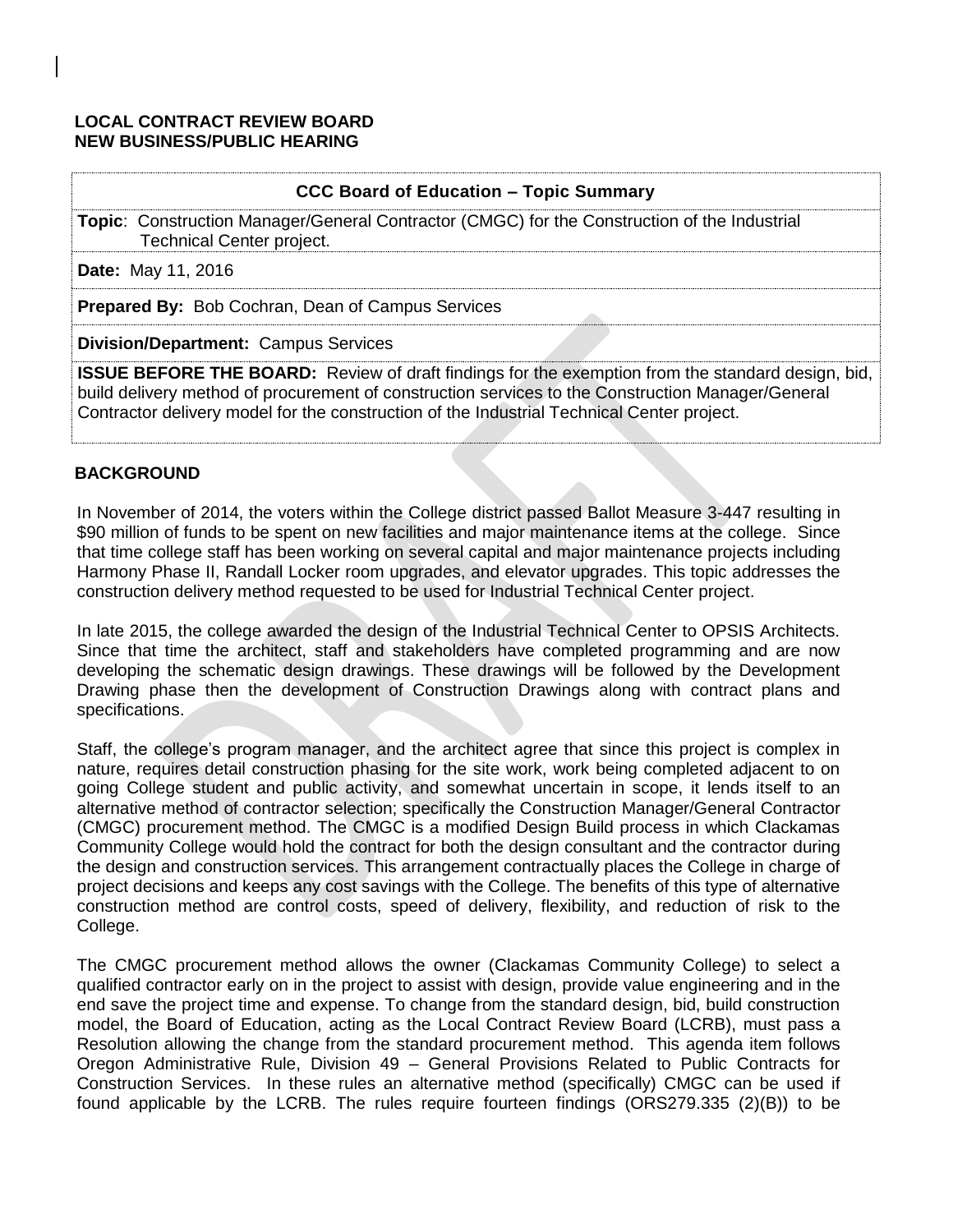**LOCAL CONTRACT REVIEW BOARD**
**NEW BUSINESS/PUBLIC HEARING**

| **CCC Board of Education – Topic Summary** |
|---|
| **Topic**: Construction Manager/General Contractor (CMGC) for the Construction of the Industrial Technical Center project. |
| **Date:** May 11, 2016 |
| **Prepared By:** Bob Cochran, Dean of Campus Services |
| **Division/Department:** Campus Services |
| **ISSUE BEFORE THE BOARD:** Review of draft findings for the exemption from the standard design, bid, build delivery method of procurement of construction services to the Construction Manager/General Contractor delivery model for the construction of the Industrial Technical Center project. |

## BACKGROUND

In November of 2014, the voters within the College district passed Ballot Measure 3-447 resulting in $90 million of funds to be spent on new facilities and major maintenance items at the college. Since that time college staff has been working on several capital and major maintenance projects including Harmony Phase II, Randall Locker room upgrades, and elevator upgrades. This topic addresses the construction delivery method requested to be used for Industrial Technical Center project.

In late 2015, the college awarded the design of the Industrial Technical Center to OPSIS Architects. Since that time the architect, staff and stakeholders have completed programming and are now developing the schematic design drawings. These drawings will be followed by the Development Drawing phase then the development of Construction Drawings along with contract plans and specifications.

Staff, the college's program manager, and the architect agree that since this project is complex in nature, requires detail construction phasing for the site work, work being completed adjacent to on going College student and public activity, and somewhat uncertain in scope, it lends itself to an alternative method of contractor selection; specifically the Construction Manager/General Contractor (CMGC) procurement method. The CMGC is a modified Design Build process in which Clackamas Community College would hold the contract for both the design consultant and the contractor during the design and construction services. This arrangement contractually places the College in charge of project decisions and keeps any cost savings with the College. The benefits of this type of alternative construction method are control costs, speed of delivery, flexibility, and reduction of risk to the College.

The CMGC procurement method allows the owner (Clackamas Community College) to select a qualified contractor early on in the project to assist with design, provide value engineering and in the end save the project time and expense. To change from the standard design, bid, build construction model, the Board of Education, acting as the Local Contract Review Board (LCRB), must pass a Resolution allowing the change from the standard procurement method. This agenda item follows Oregon Administrative Rule, Division 49 – General Provisions Related to Public Contracts for Construction Services. In these rules an alternative method (specifically) CMGC can be used if found applicable by the LCRB. The rules require fourteen findings (ORS279.335 (2)(B)) to be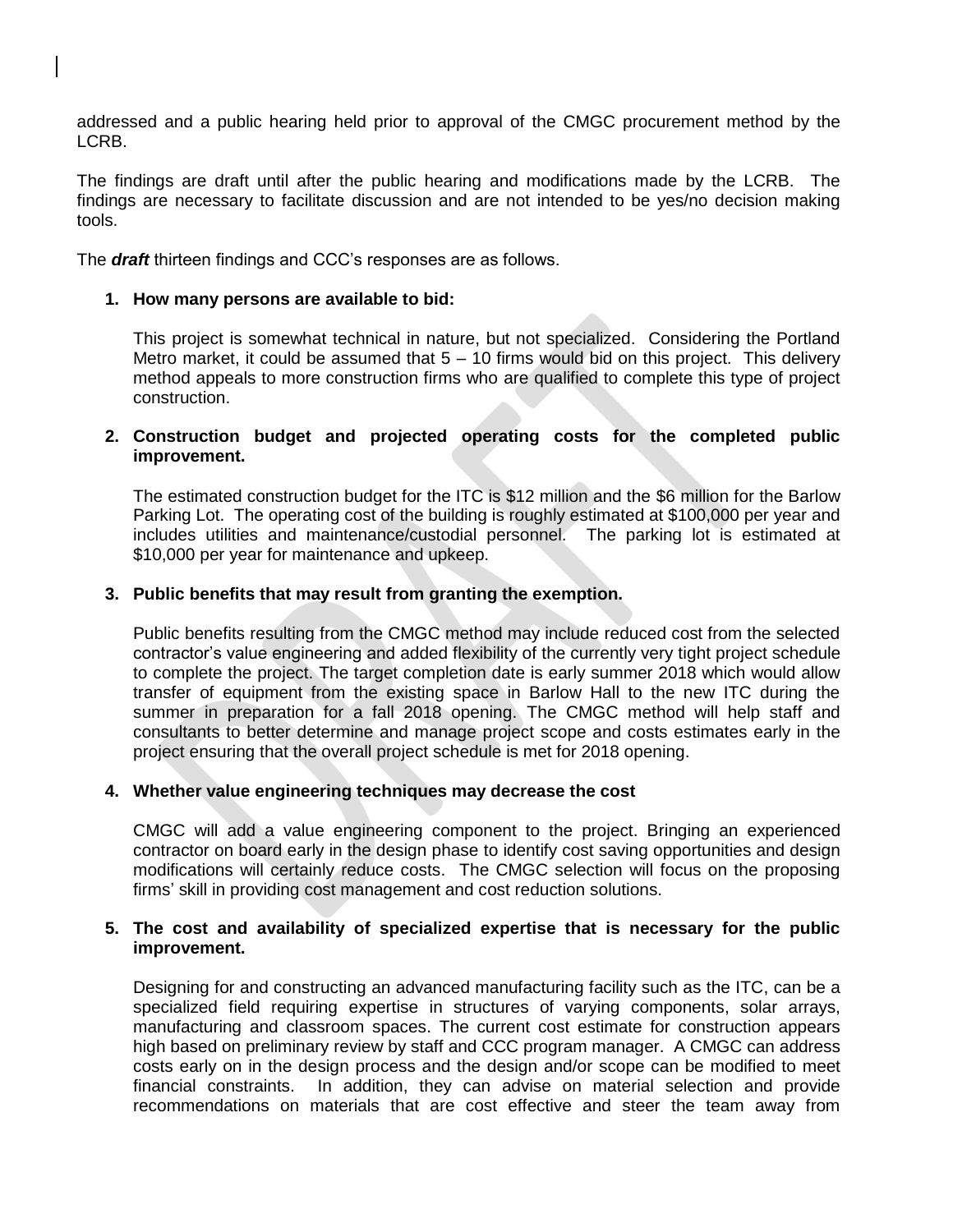addressed and a public hearing held prior to approval of the CMGC procurement method by the LCRB.

The findings are draft until after the public hearing and modifications made by the LCRB. The findings are necessary to facilitate discussion and are not intended to be yes/no decision making tools.

The ***draft*** thirteen findings and CCC's responses are as follows.

1. **How many persons are available to bid:**

   This project is somewhat technical in nature, but not specialized. Considering the Portland Metro market, it could be assumed that 5 – 10 firms would bid on this project. This delivery method appeals to more construction firms who are qualified to complete this type of project construction.

2. **Construction budget and projected operating costs for the completed public improvement.**

   The estimated construction budget for the ITC is $12 million and the $6 million for the Barlow Parking Lot. The operating cost of the building is roughly estimated at $100,000 per year and includes utilities and maintenance/custodial personnel. The parking lot is estimated at $10,000 per year for maintenance and upkeep.

3. **Public benefits that may result from granting the exemption.**

   Public benefits resulting from the CMGC method may include reduced cost from the selected contractor's value engineering and added flexibility of the currently very tight project schedule to complete the project. The target completion date is early summer 2018 which would allow transfer of equipment from the existing space in Barlow Hall to the new ITC during the summer in preparation for a fall 2018 opening. The CMGC method will help staff and consultants to better determine and manage project scope and costs estimates early in the project ensuring that the overall project schedule is met for 2018 opening.

4. **Whether value engineering techniques may decrease the cost**

   CMGC will add a value engineering component to the project. Bringing an experienced contractor on board early in the design phase to identify cost saving opportunities and design modifications will certainly reduce costs. The CMGC selection will focus on the proposing firms' skill in providing cost management and cost reduction solutions.

5. **The cost and availability of specialized expertise that is necessary for the public improvement.**

   Designing for and constructing an advanced manufacturing facility such as the ITC, can be a specialized field requiring expertise in structures of varying components, solar arrays, manufacturing and classroom spaces. The current cost estimate for construction appears high based on preliminary review by staff and CCC program manager. A CMGC can address costs early on in the design process and the design and/or scope can be modified to meet financial constraints. In addition, they can advise on material selection and provide recommendations on materials that are cost effective and steer the team away from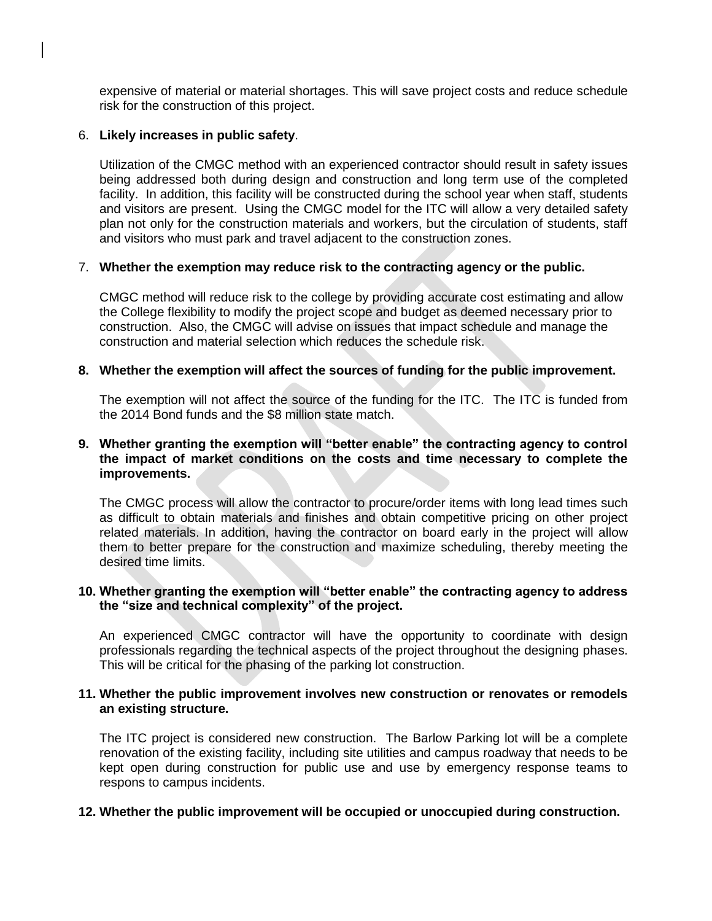expensive of material or material shortages. This will save project costs and reduce schedule risk for the construction of this project.

6. **Likely increases in public safety**.

   Utilization of the CMGC method with an experienced contractor should result in safety issues being addressed both during design and construction and long term use of the completed facility. In addition, this facility will be constructed during the school year when staff, students and visitors are present. Using the CMGC model for the ITC will allow a very detailed safety plan not only for the construction materials and workers, but the circulation of students, staff and visitors who must park and travel adjacent to the construction zones.

7. **Whether the exemption may reduce risk to the contracting agency or the public.**

   CMGC method will reduce risk to the college by providing accurate cost estimating and allow the College flexibility to modify the project scope and budget as deemed necessary prior to construction. Also, the CMGC will advise on issues that impact schedule and manage the construction and material selection which reduces the schedule risk.

8. **Whether the exemption will affect the sources of funding for the public improvement.**

   The exemption will not affect the source of the funding for the ITC. The ITC is funded from the 2014 Bond funds and the $8 million state match.

9. **Whether granting the exemption will "better enable" the contracting agency to control the impact of market conditions on the costs and time necessary to complete the improvements.**

   The CMGC process will allow the contractor to procure/order items with long lead times such as difficult to obtain materials and finishes and obtain competitive pricing on other project related materials. In addition, having the contractor on board early in the project will allow them to better prepare for the construction and maximize scheduling, thereby meeting the desired time limits.

10. **Whether granting the exemption will "better enable" the contracting agency to address the "size and technical complexity" of the project.**

    An experienced CMGC contractor will have the opportunity to coordinate with design professionals regarding the technical aspects of the project throughout the designing phases. This will be critical for the phasing of the parking lot construction.

11. **Whether the public improvement involves new construction or renovates or remodels an existing structure.**

    The ITC project is considered new construction. The Barlow Parking lot will be a complete renovation of the existing facility, including site utilities and campus roadway that needs to be kept open during construction for public use and use by emergency response teams to respons to campus incidents.

12. **Whether the public improvement will be occupied or unoccupied during construction.**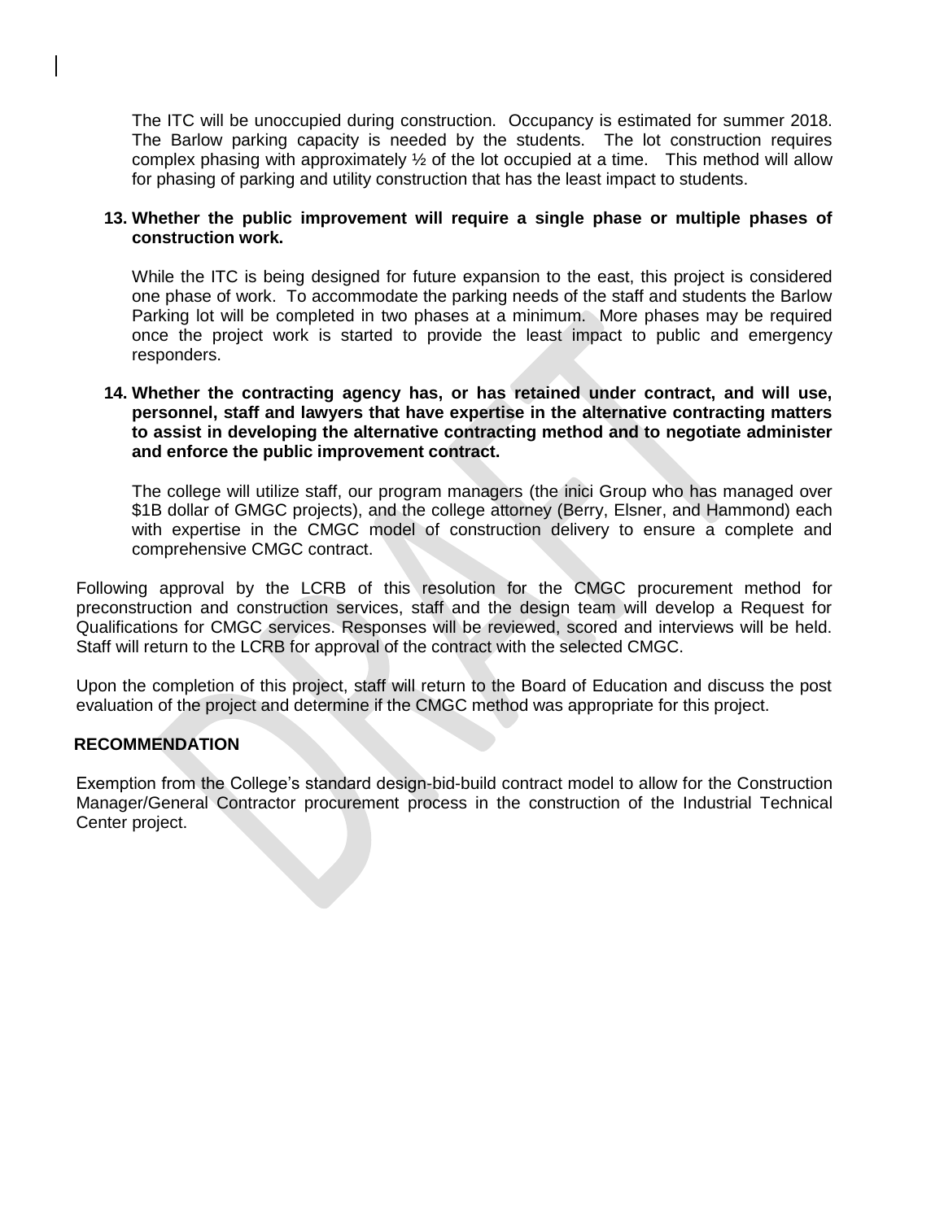The ITC will be unoccupied during construction. Occupancy is estimated for summer 2018. The Barlow parking capacity is needed by the students. The lot construction requires complex phasing with approximately ½ of the lot occupied at a time. This method will allow for phasing of parking and utility construction that has the least impact to students.

13. **Whether the public improvement will require a single phase or multiple phases of construction work.**

    While the ITC is being designed for future expansion to the east, this project is considered one phase of work. To accommodate the parking needs of the staff and students the Barlow Parking lot will be completed in two phases at a minimum. More phases may be required once the project work is started to provide the least impact to public and emergency responders.

14. **Whether the contracting agency has, or has retained under contract, and will use, personnel, staff and lawyers that have expertise in the alternative contracting matters to assist in developing the alternative contracting method and to negotiate administer and enforce the public improvement contract.**

    The college will utilize staff, our program managers (the inici Group who has managed over $1B dollar of GMGC projects), and the college attorney (Berry, Elsner, and Hammond) each with expertise in the CMGC model of construction delivery to ensure a complete and comprehensive CMGC contract.

Following approval by the LCRB of this resolution for the CMGC procurement method for preconstruction and construction services, staff and the design team will develop a Request for Qualifications for CMGC services. Responses will be reviewed, scored and interviews will be held. Staff will return to the LCRB for approval of the contract with the selected CMGC.

Upon the completion of this project, staff will return to the Board of Education and discuss the post evaluation of the project and determine if the CMGC method was appropriate for this project.

## RECOMMENDATION

Exemption from the College's standard design-bid-build contract model to allow for the Construction Manager/General Contractor procurement process in the construction of the Industrial Technical Center project.